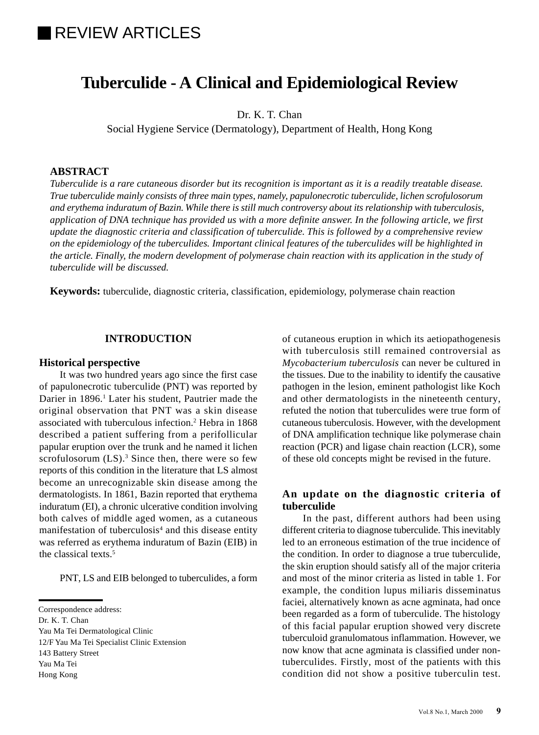REVIEW ARTICLES

# Tuberculide - A Clinical and Epidemiological Review

Dr. K. T. Chan

Social Hygiene Service (Dermatology), Department of Health, Hong Kong

**ABSTRACT**

*Tuberculide is a rare cutaneous disorder but its recognition is important as it is a readily treatable disease. True tuberculide mainly consists of three main types, namely, papulonecrotic tuberculide, lichen scrofulosorum and erythema induratum of Bazin. While there is still much controversy about its relationship with tuberculosis, application of DNA technique has provided us with a more definite answer. In the following article, we first update the diagnostic criteria and classification of tuberculide. This is followed by a comprehensive review on the epidemiology of the tuberculides. Important clinical features of the tuberculides will be highlighted in the article. Finally, the modern development of polymerase chain reaction with its application in the study of tuberculide will be discussed.*

**Keywords:** tuberculide, diagnostic criteria, classification, epidemiology, polymerase chain reaction

## INTRODUCTION

### Historical perspective

It was two hundred years ago since the first case of papulonecrotic tuberculide (PNT) was reported by Darier in 1896.[1] Later his student, Pautrier made the original observation that PNT was a skin disease associated with tuberculous infection.[2] Hebra in 1868 described a patient suffering from a perifollicular papular eruption over the trunk and he named it lichen scrofulosorum (LS).[3] Since then, there were so few reports of this condition in the literature that LS almost become an unrecognizable skin disease among the dermatologists. In 1861, Bazin reported that erythema induratum (EI), a chronic ulcerative condition involving both calves of middle aged women, as a cutaneous manifestation of tuberculosis[4] and this disease entity was referred as erythema induratum of Bazin (EIB) in the classical texts.[5]

PNT, LS and EIB belonged to tuberculides, a form of cutaneous eruption in which its aetiopathogenesis with tuberculosis still remained controversial as *Mycobacterium tuberculosis* can never be cultured in the tissues. Due to the inability to identify the causative pathogen in the lesion, eminent pathologist like Koch and other dermatologists in the nineteenth century, refuted the notion that tuberculides were true form of cutaneous tuberculosis. However, with the development of DNA amplification technique like polymerase chain reaction (PCR) and ligase chain reaction (LCR), some of these old concepts might be revised in the future.

### An update on the diagnostic criteria of tuberculide

In the past, different authors had been using different criteria to diagnose tuberculide. This inevitably led to an erroneous estimation of the true incidence of the condition. In order to diagnose a true tuberculide, the skin eruption should satisfy all of the major criteria and most of the minor criteria as listed in table 1. For example, the condition lupus miliaris disseminatus faciei, alternatively known as acne agminata, had once been regarded as a form of tuberculide. The histology of this facial papular eruption showed very discrete tuberculoid granulomatous inflammation. However, we now know that acne agminata is classified under non-tuberculides. Firstly, most of the patients with this condition did not show a positive tuberculin test.

Correspondence address:
Dr. K. T. Chan
Yau Ma Tei Dermatological Clinic
12/F Yau Ma Tei Specialist Clinic Extension
143 Battery Street
Yau Ma Tei
Hong Kong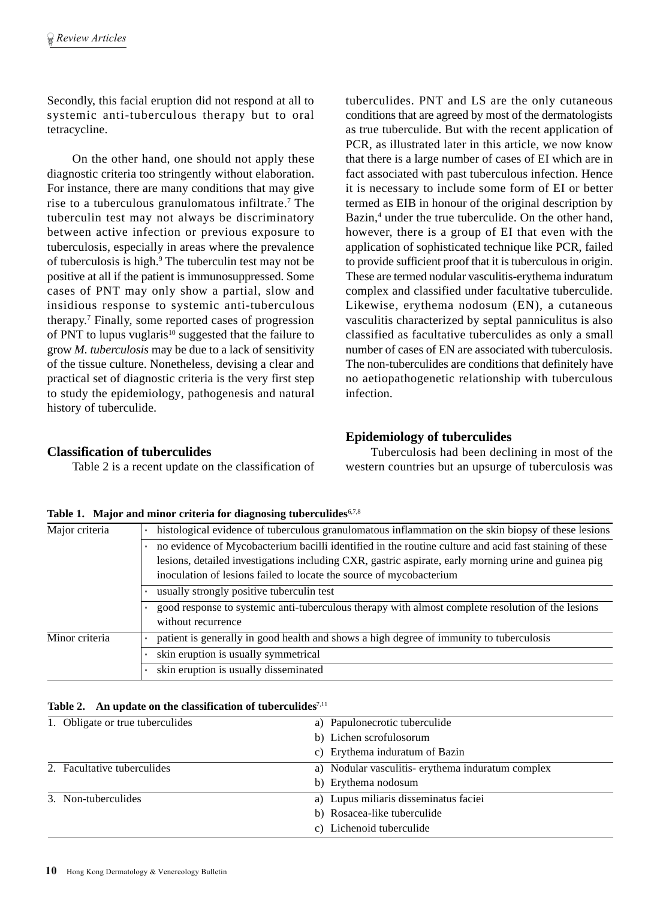Secondly, this facial eruption did not respond at all to systemic anti-tuberculous therapy but to oral tetracycline.

On the other hand, one should not apply these diagnostic criteria too stringently without elaboration. For instance, there are many conditions that may give rise to a tuberculous granulomatous infiltrate.[7] The tuberculin test may not always be discriminatory between active infection or previous exposure to tuberculosis, especially in areas where the prevalence of tuberculosis is high.[9] The tuberculin test may not be positive at all if the patient is immunosuppressed. Some cases of PNT may only show a partial, slow and insidious response to systemic anti-tuberculous therapy.[7] Finally, some reported cases of progression of PNT to lupus vuglaris[10] suggested that the failure to grow *M. tuberculosis* may be due to a lack of sensitivity of the tissue culture. Nonetheless, devising a clear and practical set of diagnostic criteria is the very first step to study the epidemiology, pathogenesis and natural history of tuberculide.

## Classification of tuberculides

Table 2 is a recent update on the classification of tuberculides. PNT and LS are the only cutaneous conditions that are agreed by most of the dermatologists as true tuberculide. But with the recent application of PCR, as illustrated later in this article, we now know that there is a large number of cases of EI which are in fact associated with past tuberculous infection. Hence it is necessary to include some form of EI or better termed as EIB in honour of the original description by Bazin,[4] under the true tuberculide. On the other hand, however, there is a group of EI that even with the application of sophisticated technique like PCR, failed to provide sufficient proof that it is tuberculous in origin. These are termed nodular vasculitis-erythema induratum complex and classified under facultative tuberculide. Likewise, erythema nodosum (EN), a cutaneous vasculitis characterized by septal panniculitus is also classified as facultative tuberculides as only a small number of cases of EN are associated with tuberculosis. The non-tuberculides are conditions that definitely have no aetiopathogenetic relationship with tuberculous infection.

## Epidemiology of tuberculides

Tuberculosis had been declining in most of the western countries but an upsurge of tuberculosis was

**Table 1. Major and minor criteria for diagnosing tuberculides**[6,7,8]

| | |
|---|---|
| Major criteria | • histological evidence of tuberculous granulomatous inflammation on the skin biopsy of these lesions |
| | • no evidence of Mycobacterium bacilli identified in the routine culture and acid fast staining of these lesions, detailed investigations including CXR, gastric aspirate, early morning urine and guinea pig inoculation of lesions failed to locate the source of mycobacterium |
| | • usually strongly positive tuberculin test |
| | • good response to systemic anti-tuberculous therapy with almost complete resolution of the lesions without recurrence |
| Minor criteria | • patient is generally in good health and shows a high degree of immunity to tuberculosis |
| | • skin eruption is usually symmetrical |
| | • skin eruption is usually disseminated |

**Table 2. An update on the classification of tuberculides**[7,11]

| | |
|---|---|
| 1. Obligate or true tuberculides | a) Papulonecrotic tuberculide |
| | b) Lichen scrofulosorum |
| | c) Erythema induratum of Bazin |
| 2. Facultative tuberculides | a) Nodular vasculitis- erythema induratum complex |
| | b) Erythema nodosum |
| 3. Non-tuberculides | a) Lupus miliaris disseminatus faciei |
| | b) Rosacea-like tuberculide |
| | c) Lichenoid tuberculide |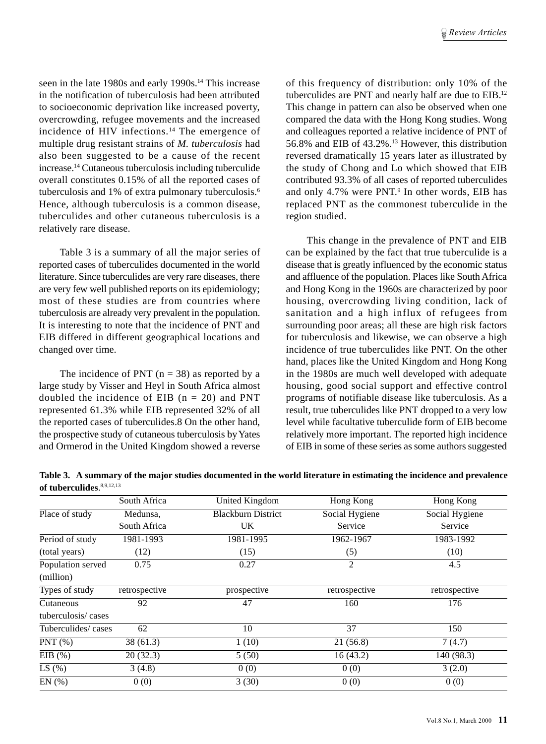seen in the late 1980s and early 1990s.[14] This increase in the notification of tuberculosis had been attributed to socioeconomic deprivation like increased poverty, overcrowding, refugee movements and the increased incidence of HIV infections.[14] The emergence of multiple drug resistant strains of *M. tuberculosis* had also been suggested to be a cause of the recent increase.[14] Cutaneous tuberculosis including tuberculide overall constitutes 0.15% of all the reported cases of tuberculosis and 1% of extra pulmonary tuberculosis.[6] Hence, although tuberculosis is a common disease, tuberculides and other cutaneous tuberculosis is a relatively rare disease.

Table 3 is a summary of all the major series of reported cases of tuberculides documented in the world literature. Since tuberculides are very rare diseases, there are very few well published reports on its epidemiology; most of these studies are from countries where tuberculosis are already very prevalent in the population. It is interesting to note that the incidence of PNT and EIB differed in different geographical locations and changed over time.

The incidence of PNT (n = 38) as reported by a large study by Visser and Heyl in South Africa almost doubled the incidence of EIB (n = 20) and PNT represented 61.3% while EIB represented 32% of all the reported cases of tuberculides.8 On the other hand, the prospective study of cutaneous tuberculosis by Yates and Ormerod in the United Kingdom showed a reverse of this frequency of distribution: only 10% of the tuberculides are PNT and nearly half are due to EIB.[12] This change in pattern can also be observed when one compared the data with the Hong Kong studies. Wong and colleagues reported a relative incidence of PNT of 56.8% and EIB of 43.2%.[13] However, this distribution reversed dramatically 15 years later as illustrated by the study of Chong and Lo which showed that EIB contributed 93.3% of all cases of reported tuberculides and only 4.7% were PNT.[9] In other words, EIB has replaced PNT as the commonest tuberculide in the region studied.

This change in the prevalence of PNT and EIB can be explained by the fact that true tuberculide is a disease that is greatly influenced by the economic status and affluence of the population. Places like South Africa and Hong Kong in the 1960s are characterized by poor housing, overcrowding living condition, lack of sanitation and a high influx of refugees from surrounding poor areas; all these are high risk factors for tuberculosis and likewise, we can observe a high incidence of true tuberculides like PNT. On the other hand, places like the United Kingdom and Hong Kong in the 1980s are much well developed with adequate housing, good social support and effective control programs of notifiable disease like tuberculosis. As a result, true tuberculides like PNT dropped to a very low level while facultative tuberculide form of EIB become relatively more important. The reported high incidence of EIB in some of these series as some authors suggested

**Table 3. A summary of the major studies documented in the world literature in estimating the incidence and prevalence of tuberculides**.[8,9,12,13]

| | South Africa | United Kingdom | Hong Kong | Hong Kong |
|---|---|---|---|---|
| Place of study | Medunsa, South Africa | Blackburn District UK | Social Hygiene Service | Social Hygiene Service |
| Period of study (total years) | 1981-1993 (12) | 1981-1995 (15) | 1962-1967 (5) | 1983-1992 (10) |
| Population served (million) | 0.75 | 0.27 | 2 | 4.5 |
| Types of study | retrospective | prospective | retrospective | retrospective |
| Cutaneous tuberculosis/ cases | 92 | 47 | 160 | 176 |
| Tuberculides/ cases | 62 | 10 | 37 | 150 |
| PNT (%) | 38 (61.3) | 1 (10) | 21 (56.8) | 7 (4.7) |
| EIB (%) | 20 (32.3) | 5 (50) | 16 (43.2) | 140 (98.3) |
| LS (%) | 3 (4.8) | 0 (0) | 0 (0) | 3 (2.0) |
| EN (%) | 0 (0) | 3 (30) | 0 (0) | 0 (0) |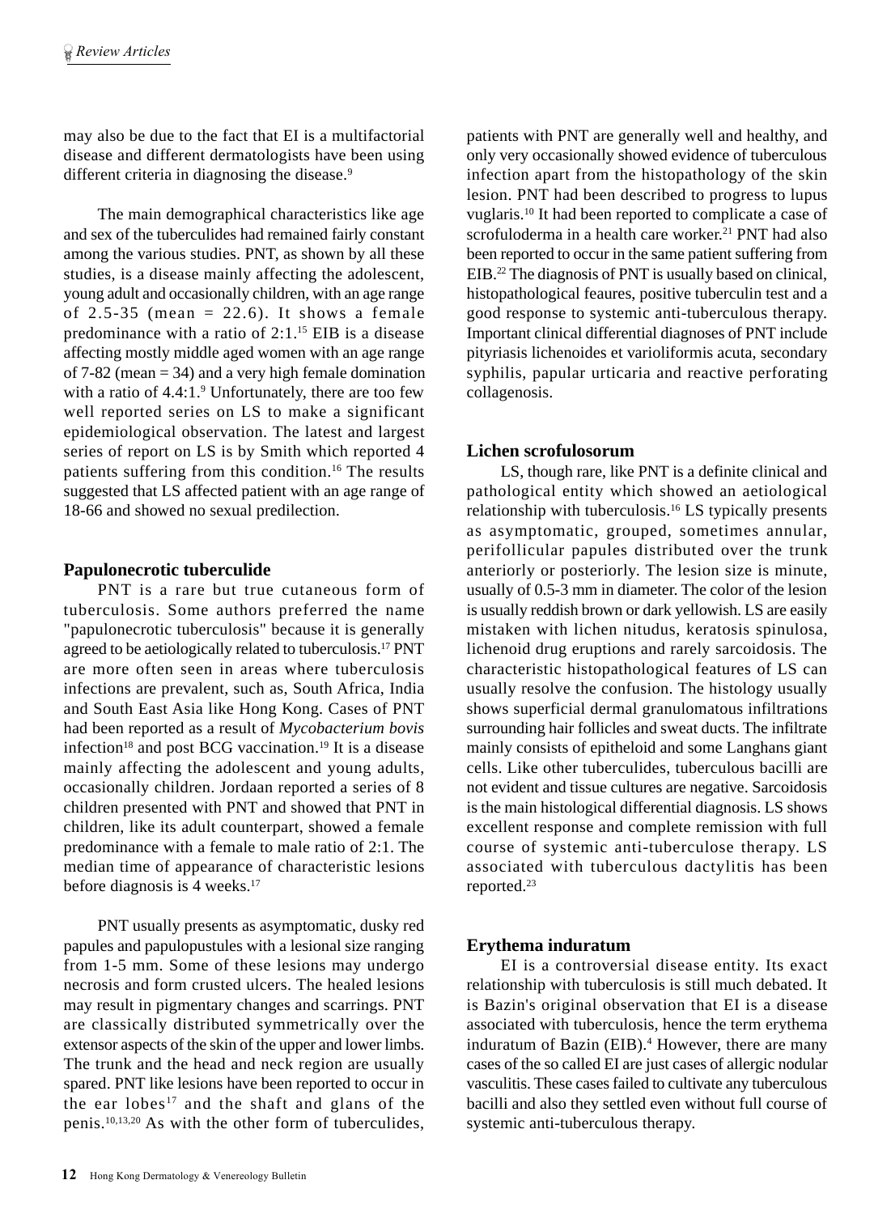may also be due to the fact that EI is a multifactorial disease and different dermatologists have been using different criteria in diagnosing the disease.[9]

The main demographical characteristics like age and sex of the tuberculides had remained fairly constant among the various studies. PNT, as shown by all these studies, is a disease mainly affecting the adolescent, young adult and occasionally children, with an age range of 2.5-35 (mean = 22.6). It shows a female predominance with a ratio of 2:1.[15] EIB is a disease affecting mostly middle aged women with an age range of 7-82 (mean = 34) and a very high female domination with a ratio of 4.4:1.[9] Unfortunately, there are too few well reported series on LS to make a significant epidemiological observation. The latest and largest series of report on LS is by Smith which reported 4 patients suffering from this condition.[16] The results suggested that LS affected patient with an age range of 18-66 and showed no sexual predilection.

## Papulonecrotic tuberculide

PNT is a rare but true cutaneous form of tuberculosis. Some authors preferred the name "papulonecrotic tuberculosis" because it is generally agreed to be aetiologically related to tuberculosis.[17] PNT are more often seen in areas where tuberculosis infections are prevalent, such as, South Africa, India and South East Asia like Hong Kong. Cases of PNT had been reported as a result of *Mycobacterium bovis* infection[18] and post BCG vaccination.[19] It is a disease mainly affecting the adolescent and young adults, occasionally children. Jordaan reported a series of 8 children presented with PNT and showed that PNT in children, like its adult counterpart, showed a female predominance with a female to male ratio of 2:1. The median time of appearance of characteristic lesions before diagnosis is 4 weeks.[17]

PNT usually presents as asymptomatic, dusky red papules and papulopustules with a lesional size ranging from 1-5 mm. Some of these lesions may undergo necrosis and form crusted ulcers. The healed lesions may result in pigmentary changes and scarrings. PNT are classically distributed symmetrically over the extensor aspects of the skin of the upper and lower limbs. The trunk and the head and neck region are usually spared. PNT like lesions have been reported to occur in the ear lobes[17] and the shaft and glans of the penis.[10,13,20] As with the other form of tuberculides, patients with PNT are generally well and healthy, and only very occasionally showed evidence of tuberculous infection apart from the histopathology of the skin lesion. PNT had been described to progress to lupus vuglaris.[10] It had been reported to complicate a case of scrofuloderma in a health care worker.[21] PNT had also been reported to occur in the same patient suffering from EIB.[22] The diagnosis of PNT is usually based on clinical, histopathological feaures, positive tuberculin test and a good response to systemic anti-tuberculous therapy. Important clinical differential diagnoses of PNT include pityriasis lichenoides et varioliformis acuta, secondary syphilis, papular urticaria and reactive perforating collagenosis.

## Lichen scrofulosorum

LS, though rare, like PNT is a definite clinical and pathological entity which showed an aetiological relationship with tuberculosis.[16] LS typically presents as asymptomatic, grouped, sometimes annular, perifollicular papules distributed over the trunk anteriorly or posteriorly. The lesion size is minute, usually of 0.5-3 mm in diameter. The color of the lesion is usually reddish brown or dark yellowish. LS are easily mistaken with lichen nitudus, keratosis spinulosa, lichenoid drug eruptions and rarely sarcoidosis. The characteristic histopathological features of LS can usually resolve the confusion. The histology usually shows superficial dermal granulomatous infiltrations surrounding hair follicles and sweat ducts. The infiltrate mainly consists of epitheloid and some Langhans giant cells. Like other tuberculides, tuberculous bacilli are not evident and tissue cultures are negative. Sarcoidosis is the main histological differential diagnosis. LS shows excellent response and complete remission with full course of systemic anti-tuberculose therapy. LS associated with tuberculous dactylitis has been reported.[23]

## Erythema induratum

EI is a controversial disease entity. Its exact relationship with tuberculosis is still much debated. It is Bazin's original observation that EI is a disease associated with tuberculosis, hence the term erythema induratum of Bazin (EIB).[4] However, there are many cases of the so called EI are just cases of allergic nodular vasculitis. These cases failed to cultivate any tuberculous bacilli and also they settled even without full course of systemic anti-tuberculous therapy.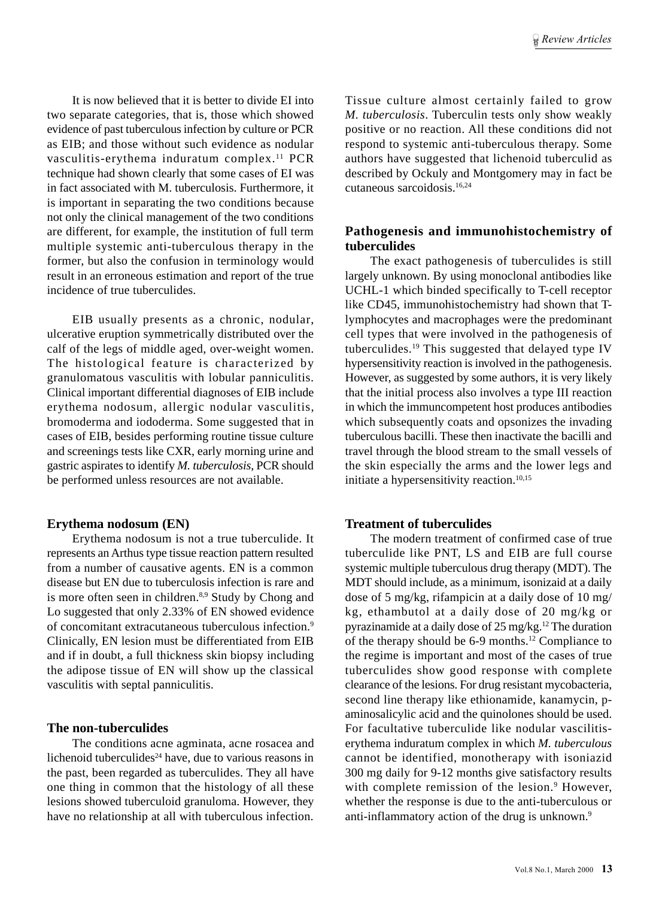It is now believed that it is better to divide EI into two separate categories, that is, those which showed evidence of past tuberculous infection by culture or PCR as EIB; and those without such evidence as nodular vasculitis-erythema induratum complex.[11] PCR technique had shown clearly that some cases of EI was in fact associated with M. tuberculosis. Furthermore, it is important in separating the two conditions because not only the clinical management of the two conditions are different, for example, the institution of full term multiple systemic anti-tuberculous therapy in the former, but also the confusion in terminology would result in an erroneous estimation and report of the true incidence of true tuberculides.

EIB usually presents as a chronic, nodular, ulcerative eruption symmetrically distributed over the calf of the legs of middle aged, over-weight women. The histological feature is characterized by granulomatous vasculitis with lobular panniculitis. Clinical important differential diagnoses of EIB include erythema nodosum, allergic nodular vasculitis, bromoderma and iododerma. Some suggested that in cases of EIB, besides performing routine tissue culture and screenings tests like CXR, early morning urine and gastric aspirates to identify *M. tuberculosis*, PCR should be performed unless resources are not available.

## Erythema nodosum (EN)

Erythema nodosum is not a true tuberculide. It represents an Arthus type tissue reaction pattern resulted from a number of causative agents. EN is a common disease but EN due to tuberculosis infection is rare and is more often seen in children.[8,9] Study by Chong and Lo suggested that only 2.33% of EN showed evidence of concomitant extracutaneous tuberculous infection.[9] Clinically, EN lesion must be differentiated from EIB and if in doubt, a full thickness skin biopsy including the adipose tissue of EN will show up the classical vasculitis with septal panniculitis.

## The non-tuberculides

The conditions acne agminata, acne rosacea and lichenoid tuberculides[24] have, due to various reasons in the past, been regarded as tuberculides. They all have one thing in common that the histology of all these lesions showed tuberculoid granuloma. However, they have no relationship at all with tuberculous infection. Tissue culture almost certainly failed to grow *M. tuberculosis*. Tuberculin tests only show weakly positive or no reaction. All these conditions did not respond to systemic anti-tuberculous therapy. Some authors have suggested that lichenoid tuberculid as described by Ockuly and Montgomery may in fact be cutaneous sarcoidosis.[16,24]

## Pathogenesis and immunohistochemistry of tuberculides

The exact pathogenesis of tuberculides is still largely unknown. By using monoclonal antibodies like UCHL-1 which binded specifically to T-cell receptor like CD45, immunohistochemistry had shown that T-lymphocytes and macrophages were the predominant cell types that were involved in the pathogenesis of tuberculides.[19] This suggested that delayed type IV hypersensitivity reaction is involved in the pathogenesis. However, as suggested by some authors, it is very likely that the initial process also involves a type III reaction in which the immuncompetent host produces antibodies which subsequently coats and opsonizes the invading tuberculous bacilli. These then inactivate the bacilli and travel through the blood stream to the small vessels of the skin especially the arms and the lower legs and initiate a hypersensitivity reaction.[10,15]

## Treatment of tuberculides

The modern treatment of confirmed case of true tuberculide like PNT, LS and EIB are full course systemic multiple tuberculous drug therapy (MDT). The MDT should include, as a minimum, isonizaid at a daily dose of 5 mg/kg, rifampicin at a daily dose of 10 mg/kg, ethambutol at a daily dose of 20 mg/kg or pyrazinamide at a daily dose of 25 mg/kg.[12] The duration of the therapy should be 6-9 months.[12] Compliance to the regime is important and most of the cases of true tuberculides show good response with complete clearance of the lesions. For drug resistant mycobacteria, second line therapy like ethionamide, kanamycin, p-aminosalicylic acid and the quinolones should be used. For facultative tuberculide like nodular vasculitis-erythema induratum complex in which *M. tuberculous* cannot be identified, monotherapy with isoniazid 300 mg daily for 9-12 months give satisfactory results with complete remission of the lesion.[9] However, whether the response is due to the anti-tuberculous or anti-inflammatory action of the drug is unknown.[9]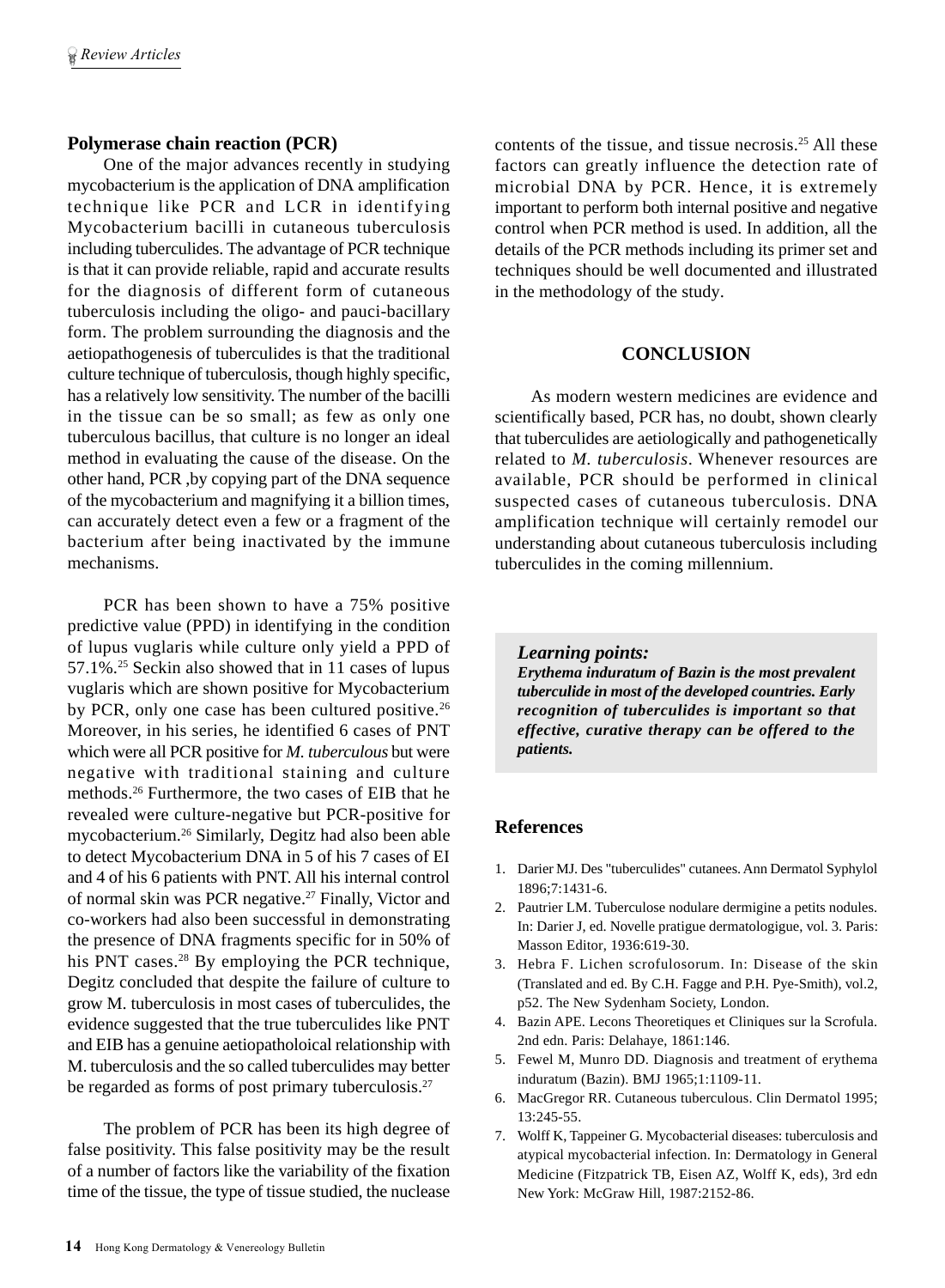## Polymerase chain reaction (PCR)

One of the major advances recently in studying mycobacterium is the application of DNA amplification technique like PCR and LCR in identifying Mycobacterium bacilli in cutaneous tuberculosis including tuberculides. The advantage of PCR technique is that it can provide reliable, rapid and accurate results for the diagnosis of different form of cutaneous tuberculosis including the oligo- and pauci-bacillary form. The problem surrounding the diagnosis and the aetiopathogenesis of tuberculides is that the traditional culture technique of tuberculosis, though highly specific, has a relatively low sensitivity. The number of the bacilli in the tissue can be so small; as few as only one tuberculous bacillus, that culture is no longer an ideal method in evaluating the cause of the disease. On the other hand, PCR ,by copying part of the DNA sequence of the mycobacterium and magnifying it a billion times, can accurately detect even a few or a fragment of the bacterium after being inactivated by the immune mechanisms.

PCR has been shown to have a 75% positive predictive value (PPD) in identifying in the condition of lupus vuglaris while culture only yield a PPD of 57.1%.[25] Seckin also showed that in 11 cases of lupus vuglaris which are shown positive for Mycobacterium by PCR, only one case has been cultured positive.[26] Moreover, in his series, he identified 6 cases of PNT which were all PCR positive for *M. tuberculous* but were negative with traditional staining and culture methods.[26] Furthermore, the two cases of EIB that he revealed were culture-negative but PCR-positive for mycobacterium.[26] Similarly, Degitz had also been able to detect Mycobacterium DNA in 5 of his 7 cases of EI and 4 of his 6 patients with PNT. All his internal control of normal skin was PCR negative.[27] Finally, Victor and co-workers had also been successful in demonstrating the presence of DNA fragments specific for in 50% of his PNT cases.[28] By employing the PCR technique, Degitz concluded that despite the failure of culture to grow M. tuberculosis in most cases of tuberculides, the evidence suggested that the true tuberculides like PNT and EIB has a genuine aetiopatholoical relationship with M. tuberculosis and the so called tuberculides may better be regarded as forms of post primary tuberculosis.[27]

The problem of PCR has been its high degree of false positivity. This false positivity may be the result of a number of factors like the variability of the fixation time of the tissue, the type of tissue studied, the nuclease contents of the tissue, and tissue necrosis.[25] All these factors can greatly influence the detection rate of microbial DNA by PCR. Hence, it is extremely important to perform both internal positive and negative control when PCR method is used. In addition, all the details of the PCR methods including its primer set and techniques should be well documented and illustrated in the methodology of the study.

## CONCLUSION

As modern western medicines are evidence and scientifically based, PCR has, no doubt, shown clearly that tuberculides are aetiologically and pathogenetically related to *M. tuberculosis*. Whenever resources are available, PCR should be performed in clinical suspected cases of cutaneous tuberculosis. DNA amplification technique will certainly remodel our understanding about cutaneous tuberculosis including tuberculides in the coming millennium.

> ***Learning points:***
> ***Erythema induratum of Bazin is the most prevalent tuberculide in most of the developed countries. Early recognition of tuberculides is important so that effective, curative therapy can be offered to the patients.***

## References

1. Darier MJ. Des "tuberculides" cutanees. Ann Dermatol Syphylol 1896;7:1431-6.
2. Pautrier LM. Tuberculose nodulare dermigine a petits nodules. In: Darier J, ed. Novelle pratigue dermatologigue, vol. 3. Paris: Masson Editor, 1936:619-30.
3. Hebra F. Lichen scrofulosorum. In: Disease of the skin (Translated and ed. By C.H. Fagge and P.H. Pye-Smith), vol.2, p52. The New Sydenham Society, London.
4. Bazin APE. Lecons Theoretiques et Cliniques sur la Scrofula. 2nd edn. Paris: Delahaye, 1861:146.
5. Fewel M, Munro DD. Diagnosis and treatment of erythema induratum (Bazin). BMJ 1965;1:1109-11.
6. MacGregor RR. Cutaneous tuberculous. Clin Dermatol 1995; 13:245-55.
7. Wolff K, Tappeiner G. Mycobacterial diseases: tuberculosis and atypical mycobacterial infection. In: Dermatology in General Medicine (Fitzpatrick TB, Eisen AZ, Wolff K, eds), 3rd edn New York: McGraw Hill, 1987:2152-86.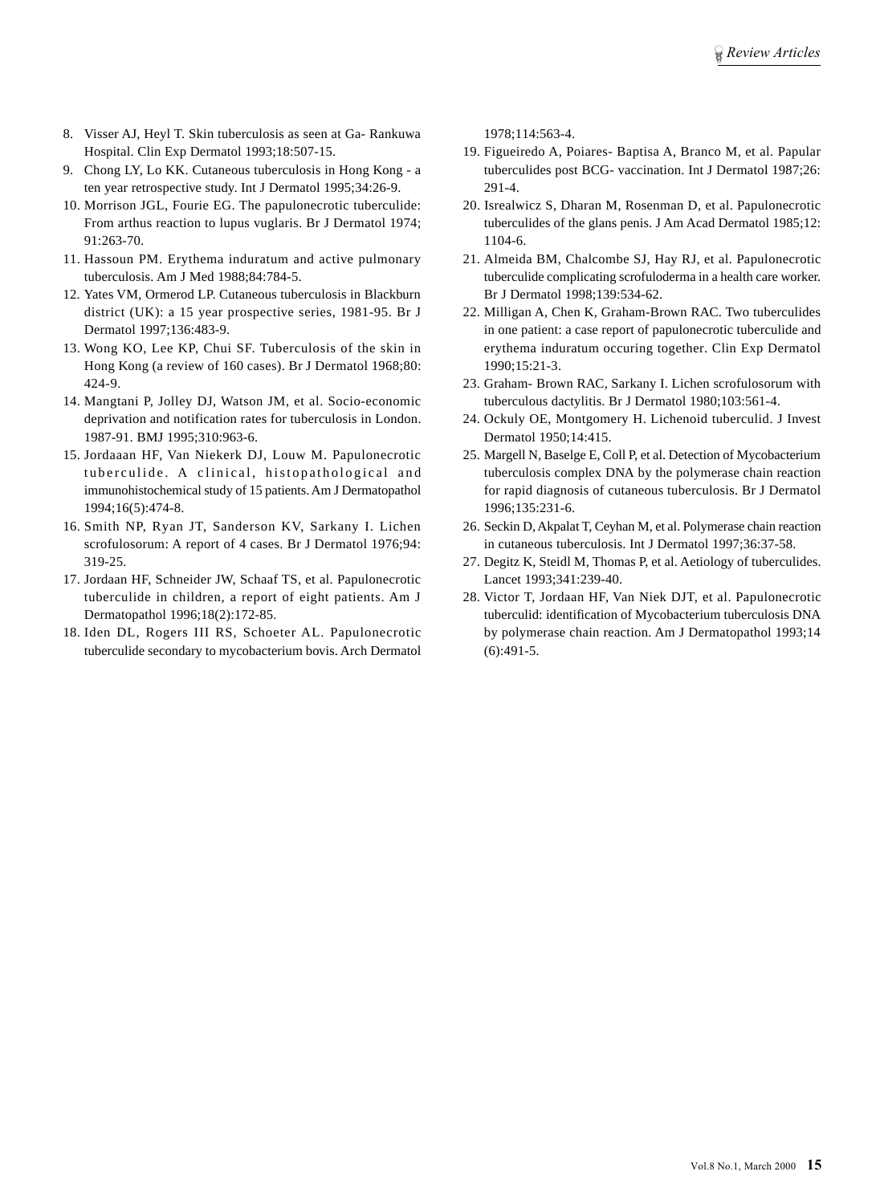8. Visser AJ, Heyl T. Skin tuberculosis as seen at Ga- Rankuwa Hospital. Clin Exp Dermatol 1993;18:507-15.
9. Chong LY, Lo KK. Cutaneous tuberculosis in Hong Kong - a ten year retrospective study. Int J Dermatol 1995;34:26-9.
10. Morrison JGL, Fourie EG. The papulonecrotic tuberculide: From arthus reaction to lupus vuglaris. Br J Dermatol 1974; 91:263-70.
11. Hassoun PM. Erythema induratum and active pulmonary tuberculosis. Am J Med 1988;84:784-5.
12. Yates VM, Ormerod LP. Cutaneous tuberculosis in Blackburn district (UK): a 15 year prospective series, 1981-95. Br J Dermatol 1997;136:483-9.
13. Wong KO, Lee KP, Chui SF. Tuberculosis of the skin in Hong Kong (a review of 160 cases). Br J Dermatol 1968;80: 424-9.
14. Mangtani P, Jolley DJ, Watson JM, et al. Socio-economic deprivation and notification rates for tuberculosis in London. 1987-91. BMJ 1995;310:963-6.
15. Jordaaan HF, Van Niekerk DJ, Louw M. Papulonecrotic tuberculide. A clinical, histopathological and immunohistochemical study of 15 patients. Am J Dermatopathol 1994;16(5):474-8.
16. Smith NP, Ryan JT, Sanderson KV, Sarkany I. Lichen scrofulosorum: A report of 4 cases. Br J Dermatol 1976;94: 319-25.
17. Jordaan HF, Schneider JW, Schaaf TS, et al. Papulonecrotic tuberculide in children, a report of eight patients. Am J Dermatopathol 1996;18(2):172-85.
18. Iden DL, Rogers III RS, Schoeter AL. Papulonecrotic tuberculide secondary to mycobacterium bovis. Arch Dermatol 1978;114:563-4.
19. Figueiredo A, Poiares- Baptisa A, Branco M, et al. Papular tuberculides post BCG- vaccination. Int J Dermatol 1987;26: 291-4.
20. Isrealwicz S, Dharan M, Rosenman D, et al. Papulonecrotic tuberculides of the glans penis. J Am Acad Dermatol 1985;12: 1104-6.
21. Almeida BM, Chalcombe SJ, Hay RJ, et al. Papulonecrotic tuberculide complicating scrofuloderma in a health care worker. Br J Dermatol 1998;139:534-62.
22. Milligan A, Chen K, Graham-Brown RAC. Two tuberculides in one patient: a case report of papulonecrotic tuberculide and erythema induratum occuring together. Clin Exp Dermatol 1990;15:21-3.
23. Graham- Brown RAC, Sarkany I. Lichen scrofulosorum with tuberculous dactylitis. Br J Dermatol 1980;103:561-4.
24. Ockuly OE, Montgomery H. Lichenoid tuberculid. J Invest Dermatol 1950;14:415.
25. Margell N, Baselge E, Coll P, et al. Detection of Mycobacterium tuberculosis complex DNA by the polymerase chain reaction for rapid diagnosis of cutaneous tuberculosis. Br J Dermatol 1996;135:231-6.
26. Seckin D, Akpalat T, Ceyhan M, et al. Polymerase chain reaction in cutaneous tuberculosis. Int J Dermatol 1997;36:37-58.
27. Degitz K, Steidl M, Thomas P, et al. Aetiology of tuberculides. Lancet 1993;341:239-40.
28. Victor T, Jordaan HF, Van Niek DJT, et al. Papulonecrotic tuberculid: identification of Mycobacterium tuberculosis DNA by polymerase chain reaction. Am J Dermatopathol 1993;14 (6):491-5.